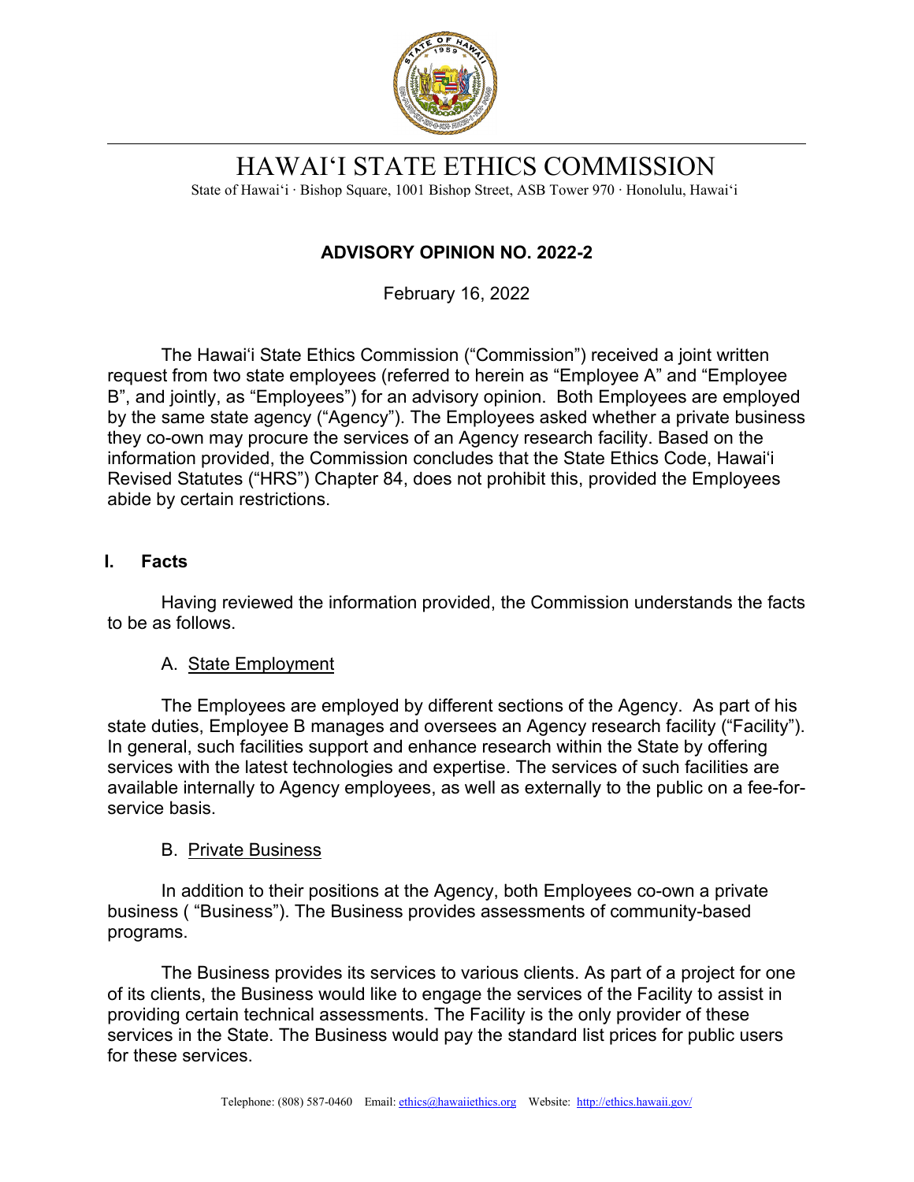# HAWAIʻI STATE ETHICS COMMISSION

State of Hawaiʻi · Bishop Square, 1001 Bishop Street, ASB Tower 970 · Honolulu, Hawaiʻi

## ADVISORY OPINION NO. 2022-2

February 16, 2022

The Hawaiʻi State Ethics Commission ("Commission") received a joint written request from two state employees (referred to herein as "Employee A" and "Employee B", and jointly, as "Employees") for an advisory opinion. Both Employees are employed by the same state agency ("Agency"). The Employees asked whether a private business they co-own may procure the services of an Agency research facility. Based on the information provided, the Commission concludes that the State Ethics Code, Hawaiʻi Revised Statutes ("HRS") Chapter 84, does not prohibit this, provided the Employees abide by certain restrictions.

### I. Facts

Having reviewed the information provided, the Commission understands the facts to be as follows.

#### A. State Employment

The Employees are employed by different sections of the Agency. As part of his state duties, Employee B manages and oversees an Agency research facility ("Facility"). In general, such facilities support and enhance research within the State by offering services with the latest technologies and expertise. The services of such facilities are available internally to Agency employees, as well as externally to the public on a fee-for-service basis.

#### B. Private Business

In addition to their positions at the Agency, both Employees co-own a private business ( "Business"). The Business provides assessments of community-based programs.

The Business provides its services to various clients. As part of a project for one of its clients, the Business would like to engage the services of the Facility to assist in providing certain technical assessments. The Facility is the only provider of these services in the State. The Business would pay the standard list prices for public users for these services.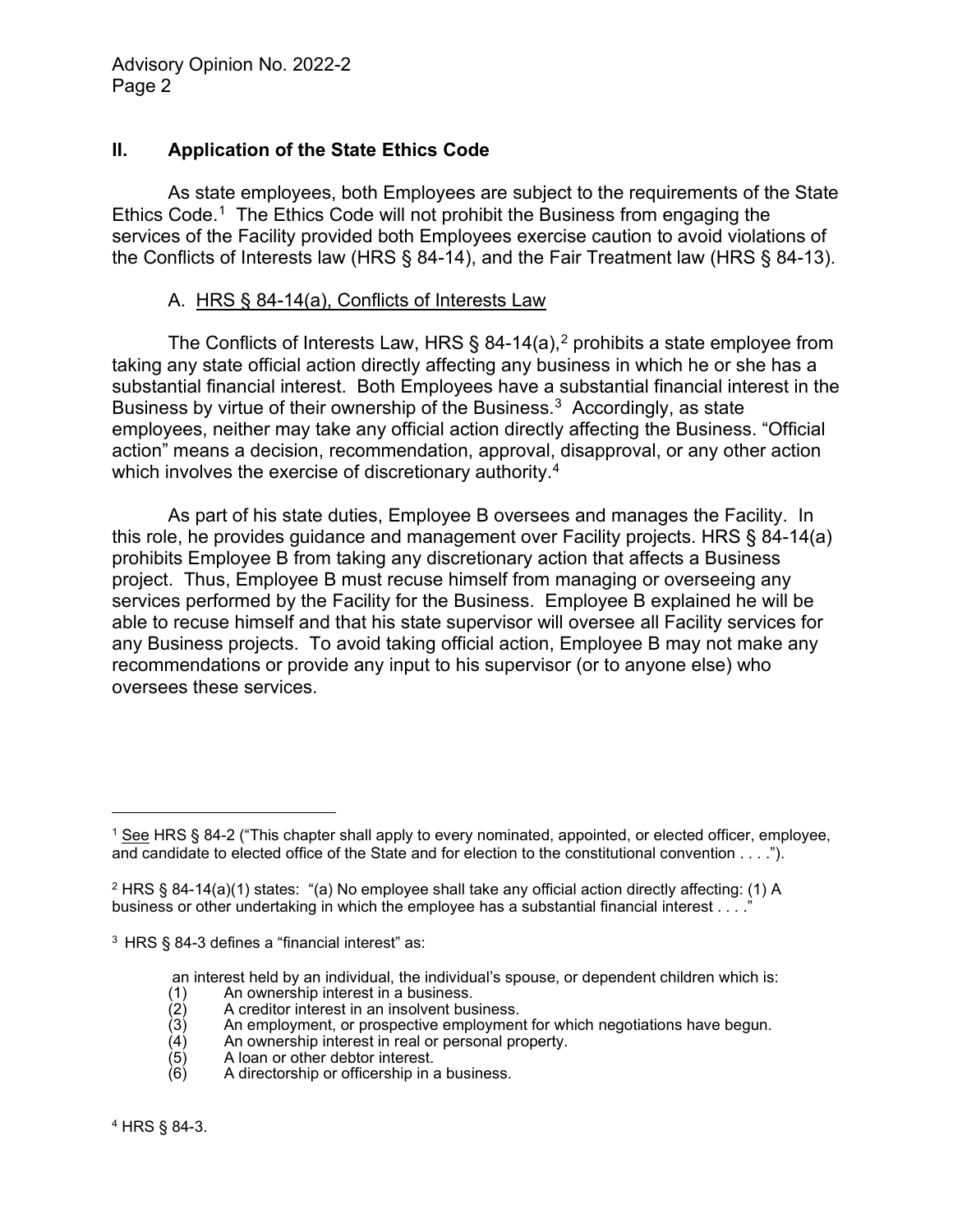## II. Application of the State Ethics Code

As state employees, both Employees are subject to the requirements of the State Ethics Code.[1] The Ethics Code will not prohibit the Business from engaging the services of the Facility provided both Employees exercise caution to avoid violations of the Conflicts of Interests law (HRS § 84-14), and the Fair Treatment law (HRS § 84-13).

### A. HRS § 84-14(a), Conflicts of Interests Law

The Conflicts of Interests Law, HRS § 84-14(a),[2] prohibits a state employee from taking any state official action directly affecting any business in which he or she has a substantial financial interest. Both Employees have a substantial financial interest in the Business by virtue of their ownership of the Business.[3] Accordingly, as state employees, neither may take any official action directly affecting the Business. "Official action" means a decision, recommendation, approval, disapproval, or any other action which involves the exercise of discretionary authority.[4]

As part of his state duties, Employee B oversees and manages the Facility. In this role, he provides guidance and management over Facility projects. HRS § 84-14(a) prohibits Employee B from taking any discretionary action that affects a Business project. Thus, Employee B must recuse himself from managing or overseeing any services performed by the Facility for the Business. Employee B explained he will be able to recuse himself and that his state supervisor will oversee all Facility services for any Business projects. To avoid taking official action, Employee B may not make any recommendations or provide any input to his supervisor (or to anyone else) who oversees these services.

---

[1] See HRS § 84-2 ("This chapter shall apply to every nominated, appointed, or elected officer, employee, and candidate to elected office of the State and for election to the constitutional convention . . . .").

[2] HRS § 84-14(a)(1) states: "(a) No employee shall take any official action directly affecting: (1) A business or other undertaking in which the employee has a substantial financial interest . . . ."

[3] HRS § 84-3 defines a "financial interest" as:

> an interest held by an individual, the individual's spouse, or dependent children which is:
> (1) An ownership interest in a business.
> (2) A creditor interest in an insolvent business.
> (3) An employment, or prospective employment for which negotiations have begun.
> (4) An ownership interest in real or personal property.
> (5) A loan or other debtor interest.
> (6) A directorship or officership in a business.

[4] HRS § 84-3.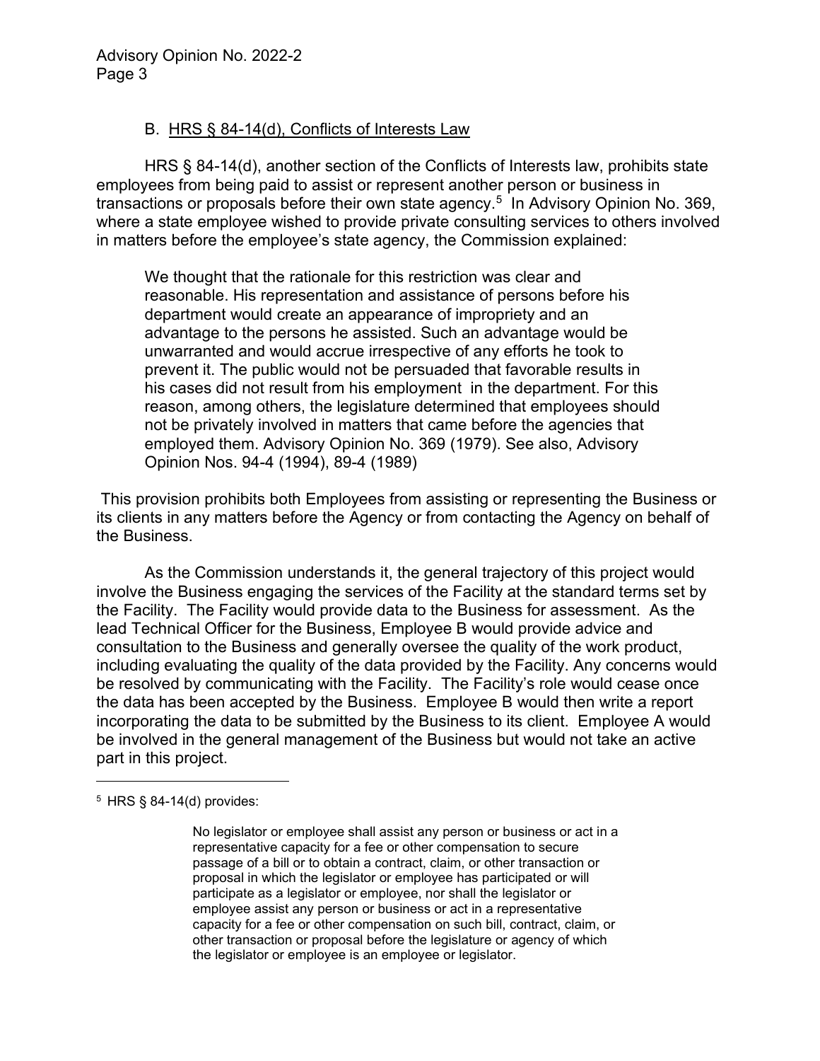### B. HRS § 84-14(d), Conflicts of Interests Law

HRS § 84-14(d), another section of the Conflicts of Interests law, prohibits state employees from being paid to assist or represent another person or business in transactions or proposals before their own state agency.[5] In Advisory Opinion No. 369, where a state employee wished to provide private consulting services to others involved in matters before the employee's state agency, the Commission explained:

> We thought that the rationale for this restriction was clear and reasonable. His representation and assistance of persons before his department would create an appearance of impropriety and an advantage to the persons he assisted. Such an advantage would be unwarranted and would accrue irrespective of any efforts he took to prevent it. The public would not be persuaded that favorable results in his cases did not result from his employment in the department. For this reason, among others, the legislature determined that employees should not be privately involved in matters that came before the agencies that employed them. Advisory Opinion No. 369 (1979). See also, Advisory Opinion Nos. 94-4 (1994), 89-4 (1989)

This provision prohibits both Employees from assisting or representing the Business or its clients in any matters before the Agency or from contacting the Agency on behalf of the Business.

As the Commission understands it, the general trajectory of this project would involve the Business engaging the services of the Facility at the standard terms set by the Facility. The Facility would provide data to the Business for assessment. As the lead Technical Officer for the Business, Employee B would provide advice and consultation to the Business and generally oversee the quality of the work product, including evaluating the quality of the data provided by the Facility. Any concerns would be resolved by communicating with the Facility. The Facility's role would cease once the data has been accepted by the Business. Employee B would then write a report incorporating the data to be submitted by the Business to its client. Employee A would be involved in the general management of the Business but would not take an active part in this project.

---

[5] HRS § 84-14(d) provides:

> No legislator or employee shall assist any person or business or act in a representative capacity for a fee or other compensation to secure passage of a bill or to obtain a contract, claim, or other transaction or proposal in which the legislator or employee has participated or will participate as a legislator or employee, nor shall the legislator or employee assist any person or business or act in a representative capacity for a fee or other compensation on such bill, contract, claim, or other transaction or proposal before the legislature or agency of which the legislator or employee is an employee or legislator.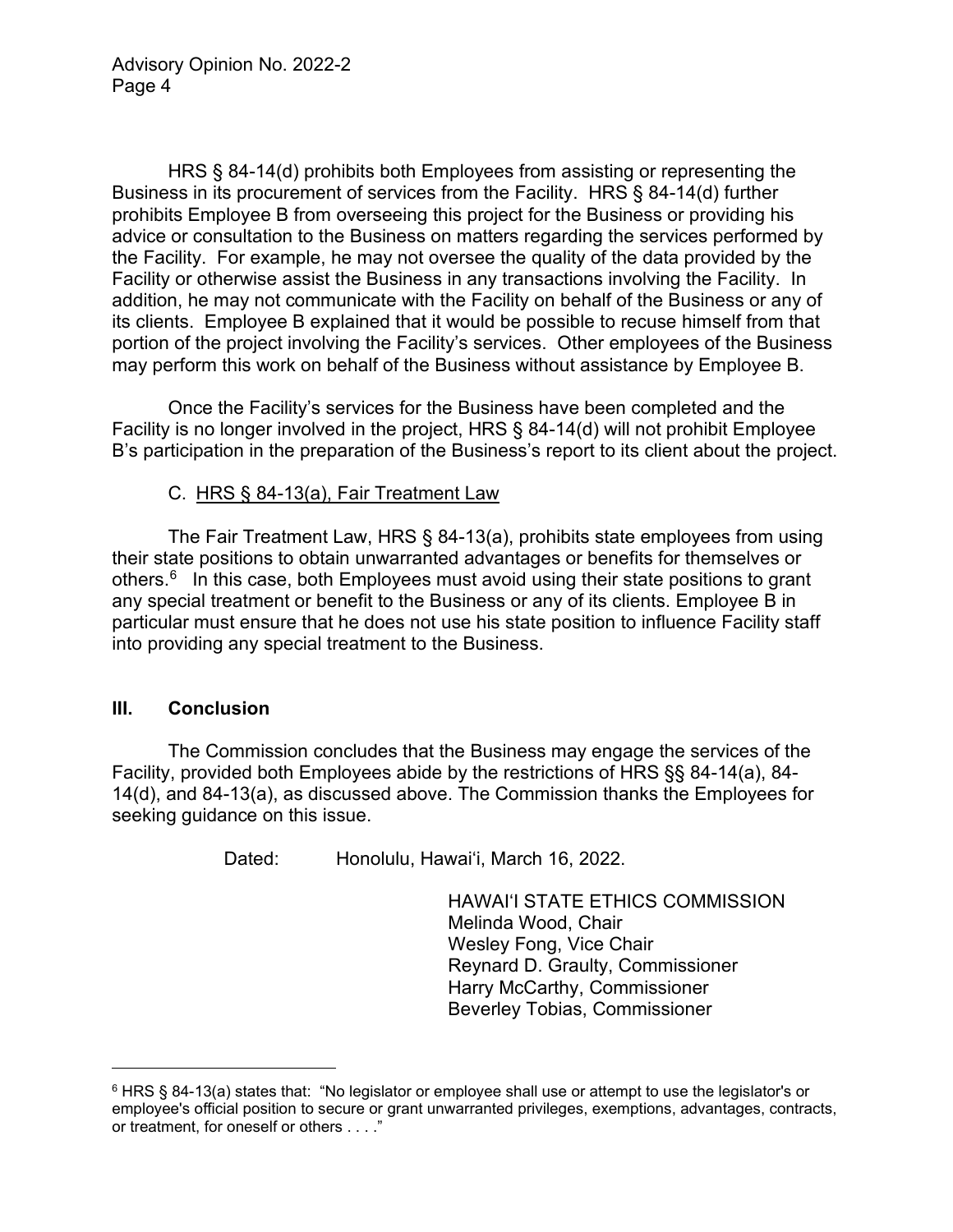HRS § 84-14(d) prohibits both Employees from assisting or representing the Business in its procurement of services from the Facility. HRS § 84-14(d) further prohibits Employee B from overseeing this project for the Business or providing his advice or consultation to the Business on matters regarding the services performed by the Facility. For example, he may not oversee the quality of the data provided by the Facility or otherwise assist the Business in any transactions involving the Facility. In addition, he may not communicate with the Facility on behalf of the Business or any of its clients. Employee B explained that it would be possible to recuse himself from that portion of the project involving the Facility's services. Other employees of the Business may perform this work on behalf of the Business without assistance by Employee B.

Once the Facility's services for the Business have been completed and the Facility is no longer involved in the project, HRS § 84-14(d) will not prohibit Employee B's participation in the preparation of the Business's report to its client about the project.

C. HRS § 84-13(a), Fair Treatment Law

The Fair Treatment Law, HRS § 84-13(a), prohibits state employees from using their state positions to obtain unwarranted advantages or benefits for themselves or others.[6] In this case, both Employees must avoid using their state positions to grant any special treatment or benefit to the Business or any of its clients. Employee B in particular must ensure that he does not use his state position to influence Facility staff into providing any special treatment to the Business.

## III. Conclusion

The Commission concludes that the Business may engage the services of the Facility, provided both Employees abide by the restrictions of HRS §§ 84-14(a), 84-14(d), and 84-13(a), as discussed above. The Commission thanks the Employees for seeking guidance on this issue.

Dated: Honolulu, Hawai'i, March 16, 2022.

HAWAI'I STATE ETHICS COMMISSION
Melinda Wood, Chair
Wesley Fong, Vice Chair
Reynard D. Graulty, Commissioner
Harry McCarthy, Commissioner
Beverley Tobias, Commissioner

[6] HRS § 84-13(a) states that: "No legislator or employee shall use or attempt to use the legislator's or employee's official position to secure or grant unwarranted privileges, exemptions, advantages, contracts, or treatment, for oneself or others . . . ."